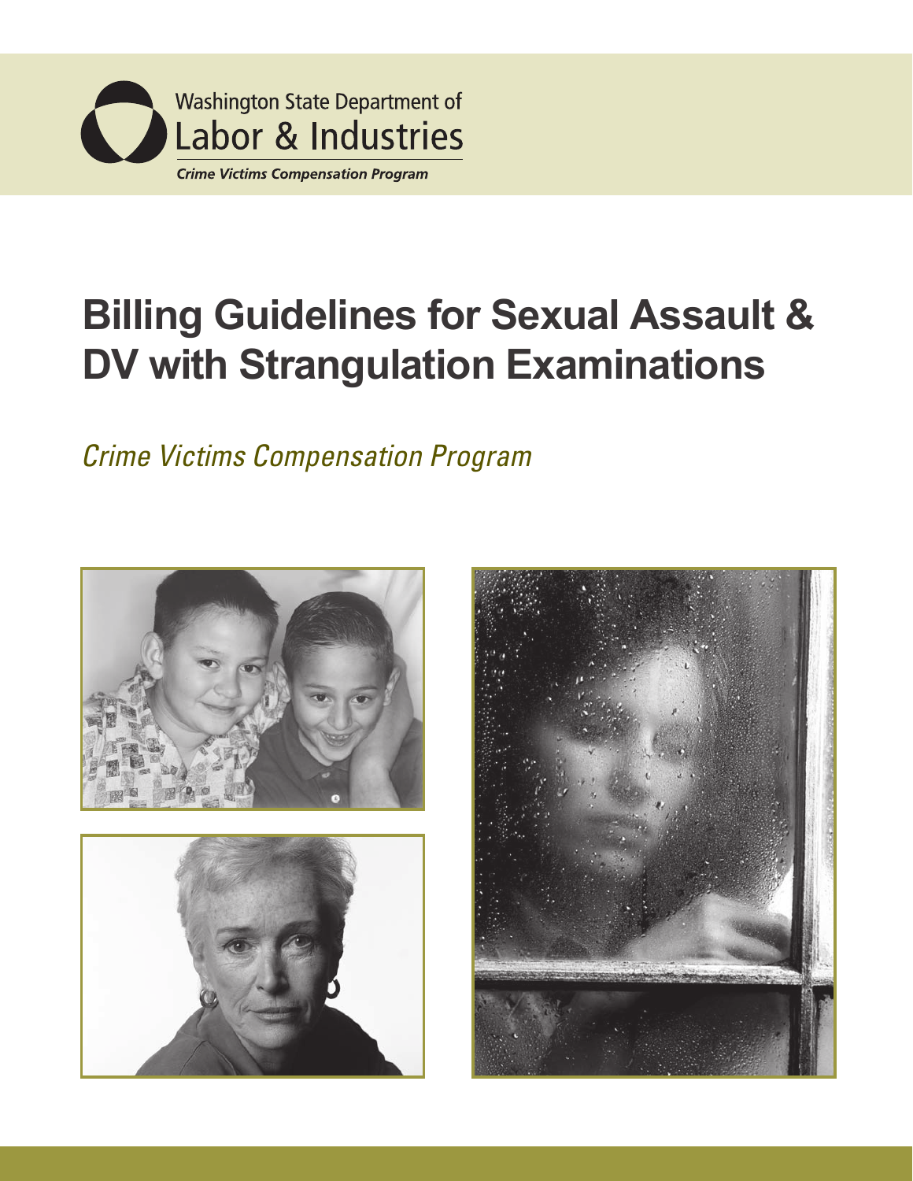Washington State Department of
Labor & Industries
*Crime Victims Compensation Program*

# Billing Guidelines for Sexual Assault & DV with Strangulation Examinations

*Crime Victims Compensation Program*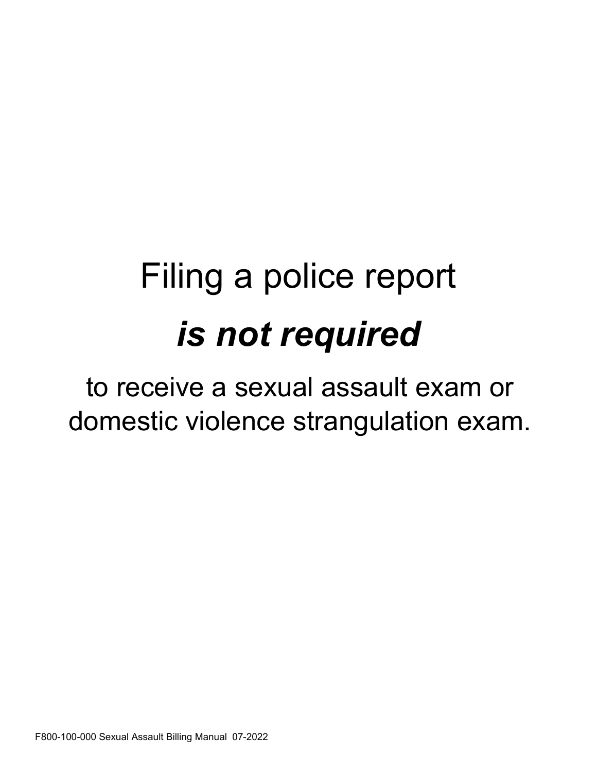Filing a police report

***is not required***

to receive a sexual assault exam or domestic violence strangulation exam.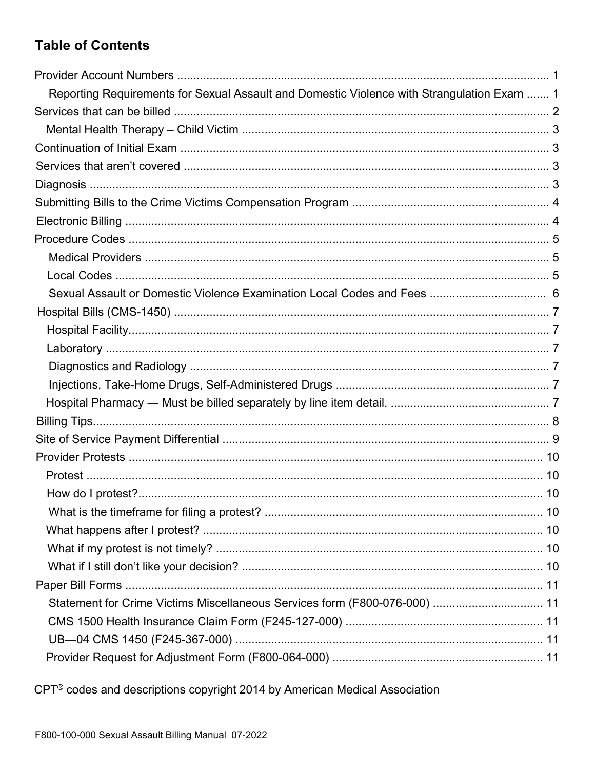## Table of Contents

Provider Account Numbers ..... 1
  Reporting Requirements for Sexual Assault and Domestic Violence with Strangulation Exam ..... 1
Services that can be billed ..... 2
  Mental Health Therapy – Child Victim ..... 3
Continuation of Initial Exam ..... 3
Services that aren't covered ..... 3
Diagnosis ..... 3
Submitting Bills to the Crime Victims Compensation Program ..... 4
Electronic Billing ..... 4
Procedure Codes ..... 5
  Medical Providers ..... 5
  Local Codes ..... 5
  Sexual Assault or Domestic Violence Examination Local Codes and Fees ..... 6
Hospital Bills (CMS-1450) ..... 7
  Hospital Facility ..... 7
  Laboratory ..... 7
  Diagnostics and Radiology ..... 7
  Injections, Take-Home Drugs, Self-Administered Drugs ..... 7
  Hospital Pharmacy — Must be billed separately by line item detail. ..... 7
Billing Tips ..... 8
Site of Service Payment Differential ..... 9
Provider Protests ..... 10
  Protest ..... 10
  How do I protest? ..... 10
  What is the timeframe for filing a protest? ..... 10
  What happens after I protest? ..... 10
  What if my protest is not timely? ..... 10
  What if I still don't like your decision? ..... 10
Paper Bill Forms ..... 11
  Statement for Crime Victims Miscellaneous Services form (F800-076-000) ..... 11
  CMS 1500 Health Insurance Claim Form (F245-127-000) ..... 11
  UB—04 CMS 1450 (F245-367-000) ..... 11
  Provider Request for Adjustment Form (F800-064-000) ..... 11

CPT® codes and descriptions copyright 2014 by American Medical Association

F800-100-000 Sexual Assault Billing Manual 07-2022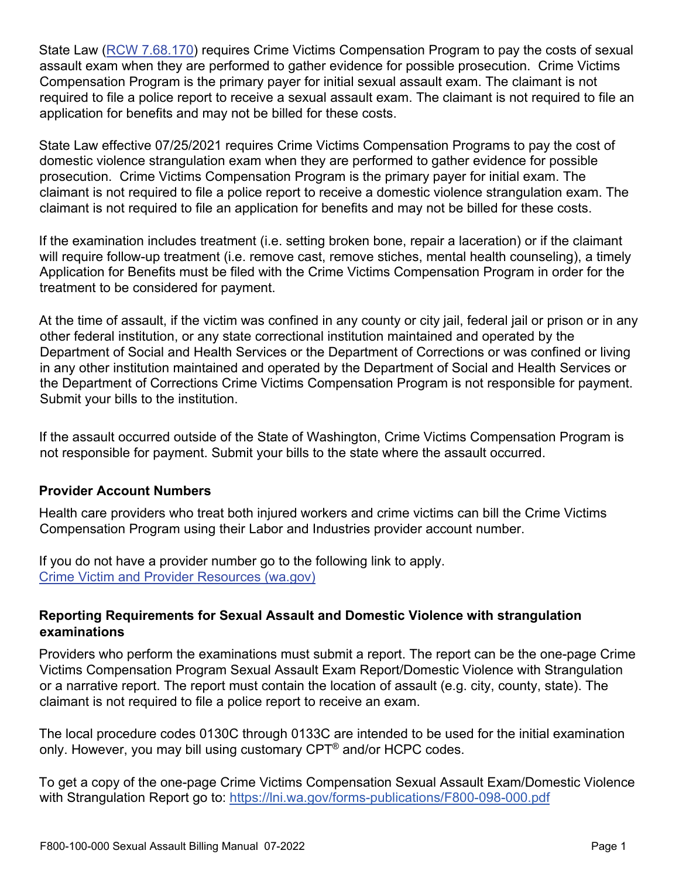State Law ([RCW 7.68.170]) requires Crime Victims Compensation Program to pay the costs of sexual assault exam when they are performed to gather evidence for possible prosecution. Crime Victims Compensation Program is the primary payer for initial sexual assault exam. The claimant is not required to file a police report to receive a sexual assault exam. The claimant is not required to file an application for benefits and may not be billed for these costs.

State Law effective 07/25/2021 requires Crime Victims Compensation Programs to pay the cost of domestic violence strangulation exam when they are performed to gather evidence for possible prosecution. Crime Victims Compensation Program is the primary payer for initial exam. The claimant is not required to file a police report to receive a domestic violence strangulation exam. The claimant is not required to file an application for benefits and may not be billed for these costs.

If the examination includes treatment (i.e. setting broken bone, repair a laceration) or if the claimant will require follow-up treatment (i.e. remove cast, remove stiches, mental health counseling), a timely Application for Benefits must be filed with the Crime Victims Compensation Program in order for the treatment to be considered for payment.

At the time of assault, if the victim was confined in any county or city jail, federal jail or prison or in any other federal institution, or any state correctional institution maintained and operated by the Department of Social and Health Services or the Department of Corrections or was confined or living in any other institution maintained and operated by the Department of Social and Health Services or the Department of Corrections Crime Victims Compensation Program is not responsible for payment. Submit your bills to the institution.

If the assault occurred outside of the State of Washington, Crime Victims Compensation Program is not responsible for payment. Submit your bills to the state where the assault occurred.

### Provider Account Numbers

Health care providers who treat both injured workers and crime victims can bill the Crime Victims Compensation Program using their Labor and Industries provider account number.

If you do not have a provider number go to the following link to apply.
[Crime Victim and Provider Resources (wa.gov)]

### Reporting Requirements for Sexual Assault and Domestic Violence with strangulation examinations

Providers who perform the examinations must submit a report. The report can be the one-page Crime Victims Compensation Program Sexual Assault Exam Report/Domestic Violence with Strangulation or a narrative report. The report must contain the location of assault (e.g. city, county, state). The claimant is not required to file a police report to receive an exam.

The local procedure codes 0130C through 0133C are intended to be used for the initial examination only. However, you may bill using customary CPT® and/or HCPC codes.

To get a copy of the one-page Crime Victims Compensation Sexual Assault Exam/Domestic Violence with Strangulation Report go to: https://lni.wa.gov/forms-publications/F800-098-000.pdf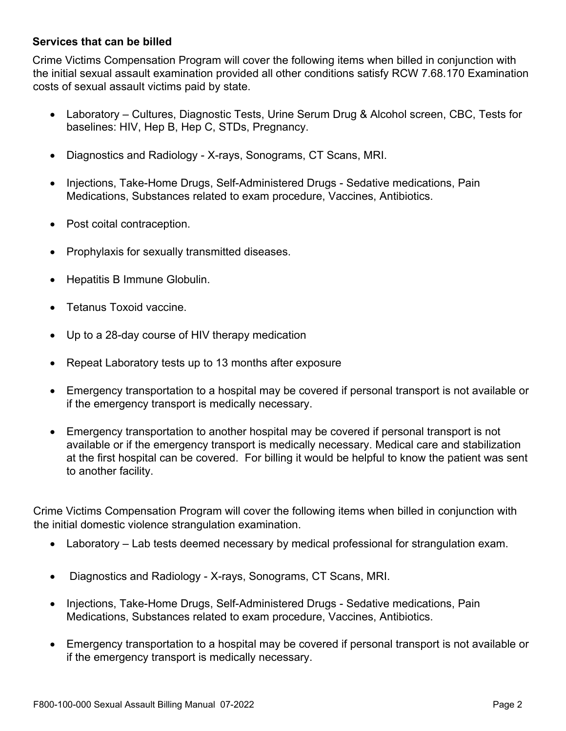### Services that can be billed

Crime Victims Compensation Program will cover the following items when billed in conjunction with the initial sexual assault examination provided all other conditions satisfy RCW 7.68.170 Examination costs of sexual assault victims paid by state.

- Laboratory – Cultures, Diagnostic Tests, Urine Serum Drug & Alcohol screen, CBC, Tests for baselines: HIV, Hep B, Hep C, STDs, Pregnancy.
- Diagnostics and Radiology - X-rays, Sonograms, CT Scans, MRI.
- Injections, Take-Home Drugs, Self-Administered Drugs - Sedative medications, Pain Medications, Substances related to exam procedure, Vaccines, Antibiotics.
- Post coital contraception.
- Prophylaxis for sexually transmitted diseases.
- Hepatitis B Immune Globulin.
- Tetanus Toxoid vaccine.
- Up to a 28-day course of HIV therapy medication
- Repeat Laboratory tests up to 13 months after exposure
- Emergency transportation to a hospital may be covered if personal transport is not available or if the emergency transport is medically necessary.
- Emergency transportation to another hospital may be covered if personal transport is not available or if the emergency transport is medically necessary. Medical care and stabilization at the first hospital can be covered. For billing it would be helpful to know the patient was sent to another facility.

Crime Victims Compensation Program will cover the following items when billed in conjunction with the initial domestic violence strangulation examination.

- Laboratory – Lab tests deemed necessary by medical professional for strangulation exam.
- Diagnostics and Radiology - X-rays, Sonograms, CT Scans, MRI.
- Injections, Take-Home Drugs, Self-Administered Drugs - Sedative medications, Pain Medications, Substances related to exam procedure, Vaccines, Antibiotics.
- Emergency transportation to a hospital may be covered if personal transport is not available or if the emergency transport is medically necessary.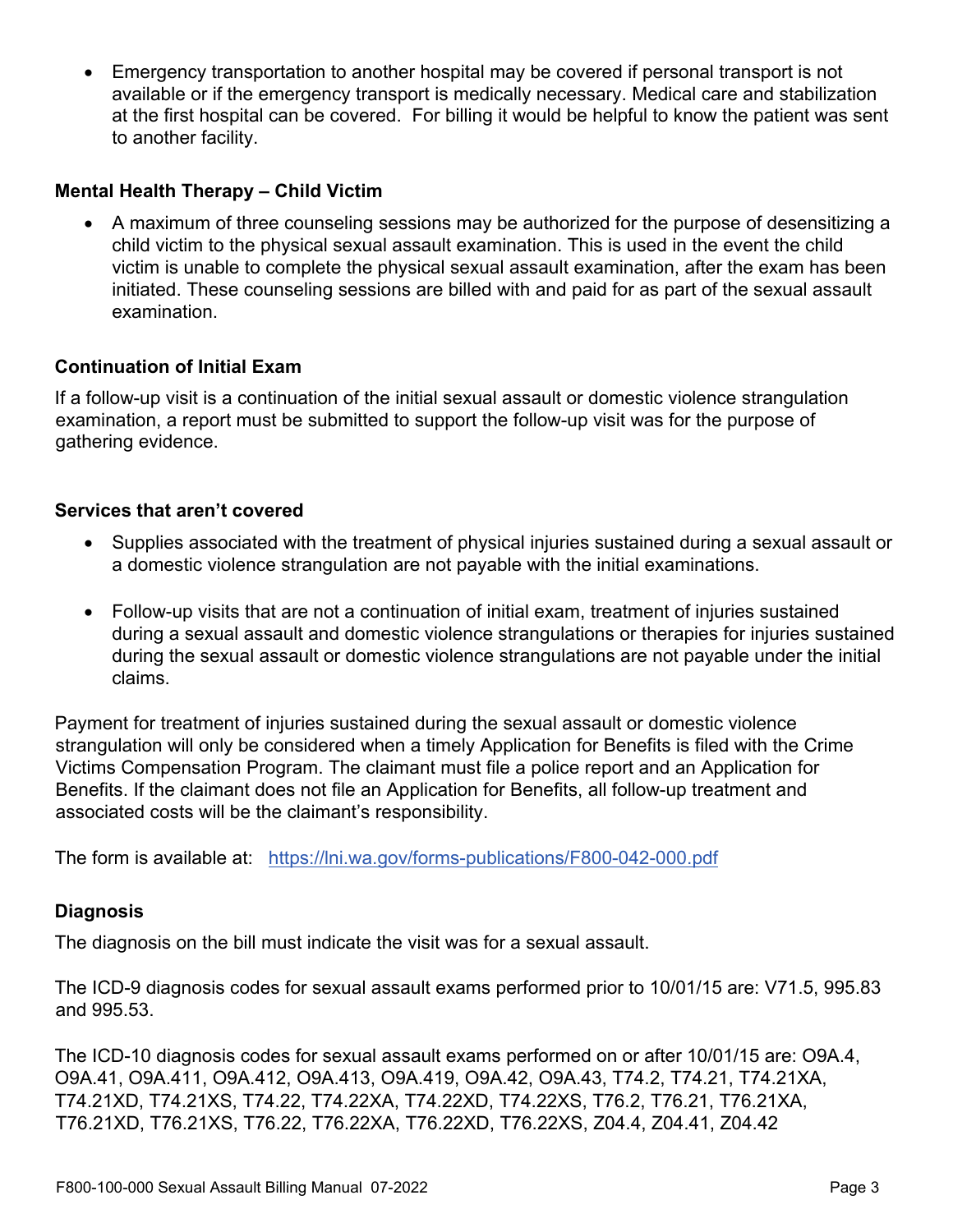- Emergency transportation to another hospital may be covered if personal transport is not available or if the emergency transport is medically necessary. Medical care and stabilization at the first hospital can be covered. For billing it would be helpful to know the patient was sent to another facility.

### Mental Health Therapy – Child Victim

- A maximum of three counseling sessions may be authorized for the purpose of desensitizing a child victim to the physical sexual assault examination. This is used in the event the child victim is unable to complete the physical sexual assault examination, after the exam has been initiated. These counseling sessions are billed with and paid for as part of the sexual assault examination.

### Continuation of Initial Exam

If a follow-up visit is a continuation of the initial sexual assault or domestic violence strangulation examination, a report must be submitted to support the follow-up visit was for the purpose of gathering evidence.

### Services that aren't covered

- Supplies associated with the treatment of physical injuries sustained during a sexual assault or a domestic violence strangulation are not payable with the initial examinations.
- Follow-up visits that are not a continuation of initial exam, treatment of injuries sustained during a sexual assault and domestic violence strangulations or therapies for injuries sustained during the sexual assault or domestic violence strangulations are not payable under the initial claims.

Payment for treatment of injuries sustained during the sexual assault or domestic violence strangulation will only be considered when a timely Application for Benefits is filed with the Crime Victims Compensation Program. The claimant must file a police report and an Application for Benefits. If the claimant does not file an Application for Benefits, all follow-up treatment and associated costs will be the claimant's responsibility.

The form is available at: https://lni.wa.gov/forms-publications/F800-042-000.pdf

### Diagnosis

The diagnosis on the bill must indicate the visit was for a sexual assault.

The ICD-9 diagnosis codes for sexual assault exams performed prior to 10/01/15 are: V71.5, 995.83 and 995.53.

The ICD-10 diagnosis codes for sexual assault exams performed on or after 10/01/15 are: O9A.4, O9A.41, O9A.411, O9A.412, O9A.413, O9A.419, O9A.42, O9A.43, T74.2, T74.21, T74.21XA, T74.21XD, T74.21XS, T74.22, T74.22XA, T74.22XD, T74.22XS, T76.2, T76.21, T76.21XA, T76.21XD, T76.21XS, T76.22, T76.22XA, T76.22XD, T76.22XS, Z04.4, Z04.41, Z04.42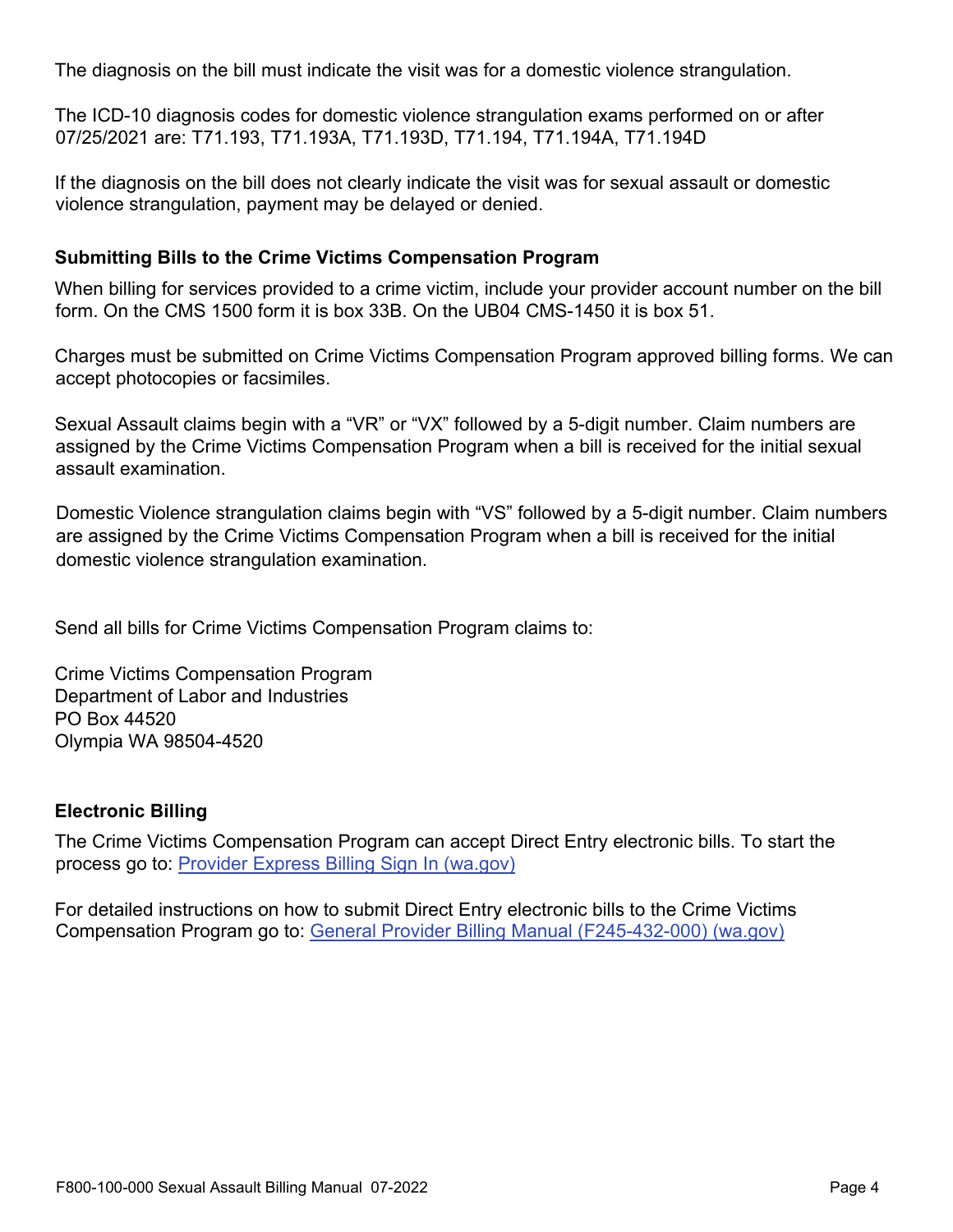The diagnosis on the bill must indicate the visit was for a domestic violence strangulation.

The ICD-10 diagnosis codes for domestic violence strangulation exams performed on or after 07/25/2021 are: T71.193, T71.193A, T71.193D, T71.194, T71.194A, T71.194D

If the diagnosis on the bill does not clearly indicate the visit was for sexual assault or domestic violence strangulation, payment may be delayed or denied.

### Submitting Bills to the Crime Victims Compensation Program

When billing for services provided to a crime victim, include your provider account number on the bill form. On the CMS 1500 form it is box 33B. On the UB04 CMS-1450 it is box 51.

Charges must be submitted on Crime Victims Compensation Program approved billing forms. We can accept photocopies or facsimiles.

Sexual Assault claims begin with a “VR” or “VX” followed by a 5-digit number. Claim numbers are assigned by the Crime Victims Compensation Program when a bill is received for the initial sexual assault examination.

Domestic Violence strangulation claims begin with “VS” followed by a 5-digit number. Claim numbers are assigned by the Crime Victims Compensation Program when a bill is received for the initial domestic violence strangulation examination.

Send all bills for Crime Victims Compensation Program claims to:

Crime Victims Compensation Program
Department of Labor and Industries
PO Box 44520
Olympia WA 98504-4520

### Electronic Billing

The Crime Victims Compensation Program can accept Direct Entry electronic bills. To start the process go to: [Provider Express Billing Sign In (wa.gov)]

For detailed instructions on how to submit Direct Entry electronic bills to the Crime Victims Compensation Program go to: [General Provider Billing Manual (F245-432-000) (wa.gov)]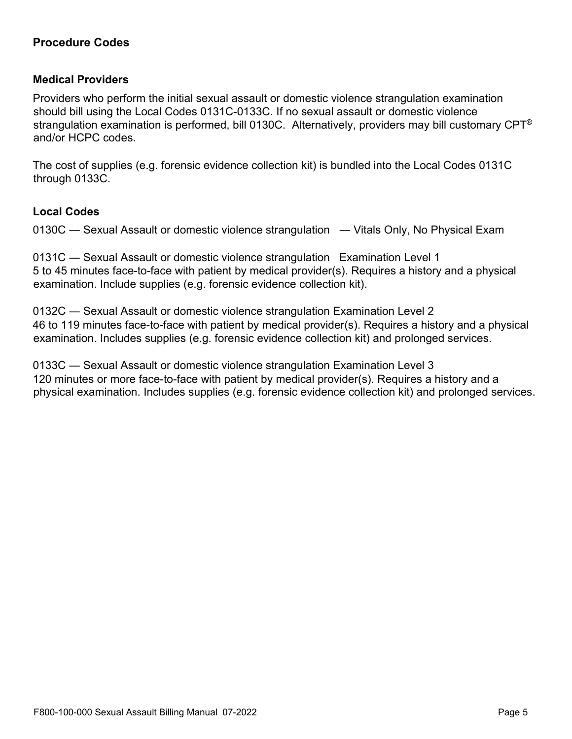## Procedure Codes

### Medical Providers

Providers who perform the initial sexual assault or domestic violence strangulation examination should bill using the Local Codes 0131C-0133C. If no sexual assault or domestic violence strangulation examination is performed, bill 0130C. Alternatively, providers may bill customary CPT® and/or HCPC codes.

The cost of supplies (e.g. forensic evidence collection kit) is bundled into the Local Codes 0131C through 0133C.

### Local Codes

0130C — Sexual Assault or domestic violence strangulation — Vitals Only, No Physical Exam

0131C — Sexual Assault or domestic violence strangulation Examination Level 1
5 to 45 minutes face-to-face with patient by medical provider(s). Requires a history and a physical examination. Include supplies (e.g. forensic evidence collection kit).

0132C — Sexual Assault or domestic violence strangulation Examination Level 2
46 to 119 minutes face-to-face with patient by medical provider(s). Requires a history and a physical examination. Includes supplies (e.g. forensic evidence collection kit) and prolonged services.

0133C — Sexual Assault or domestic violence strangulation Examination Level 3
120 minutes or more face-to-face with patient by medical provider(s). Requires a history and a physical examination. Includes supplies (e.g. forensic evidence collection kit) and prolonged services.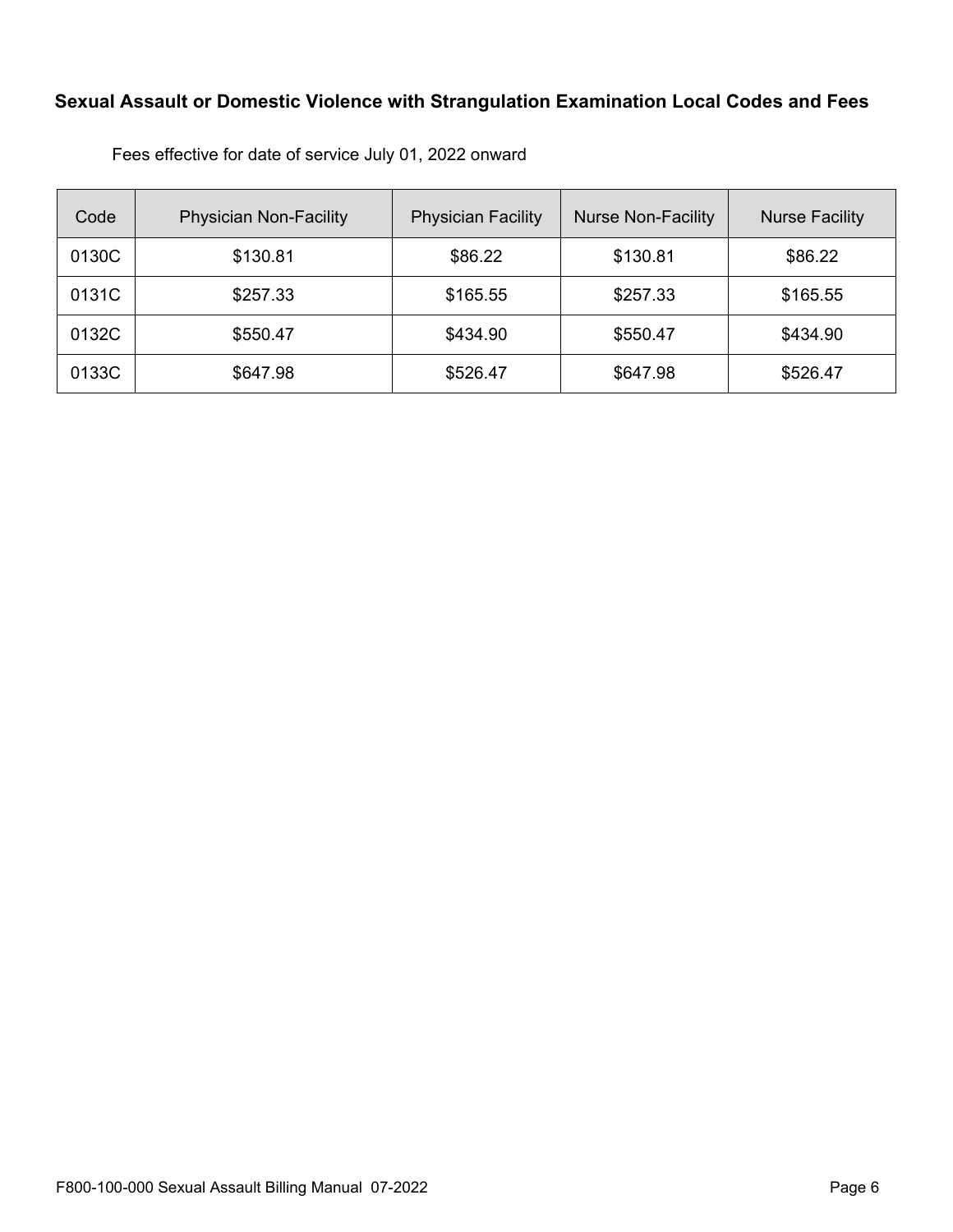## Sexual Assault or Domestic Violence with Strangulation Examination Local Codes and Fees

Fees effective for date of service July 01, 2022 onward

| Code | Physician Non-Facility | Physician Facility | Nurse Non-Facility | Nurse Facility |
|---|---|---|---|---|
| 0130C | $130.81 | $86.22 | $130.81 | $86.22 |
| 0131C | $257.33 | $165.55 | $257.33 | $165.55 |
| 0132C | $550.47 | $434.90 | $550.47 | $434.90 |
| 0133C | $647.98 | $526.47 | $647.98 | $526.47 |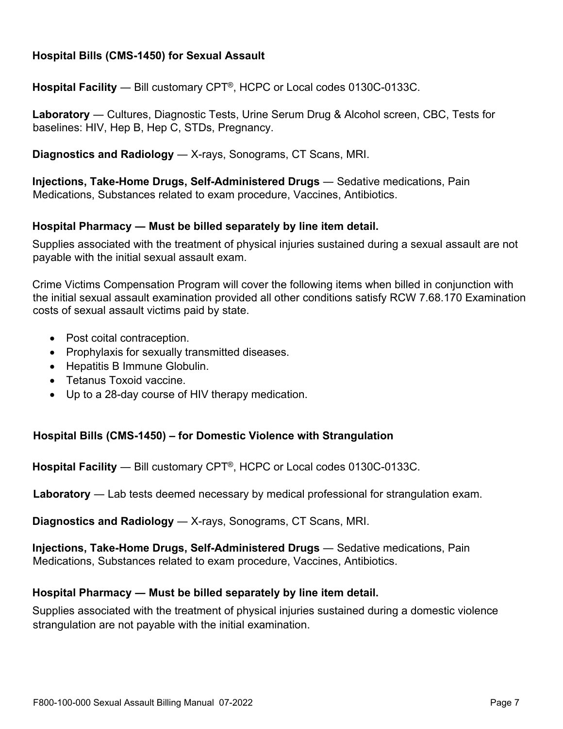## Hospital Bills (CMS-1450) for Sexual Assault

**Hospital Facility** — Bill customary CPT®, HCPC or Local codes 0130C-0133C.

**Laboratory** — Cultures, Diagnostic Tests, Urine Serum Drug & Alcohol screen, CBC, Tests for baselines: HIV, Hep B, Hep C, STDs, Pregnancy.

**Diagnostics and Radiology** — X-rays, Sonograms, CT Scans, MRI.

**Injections, Take-Home Drugs, Self-Administered Drugs** — Sedative medications, Pain Medications, Substances related to exam procedure, Vaccines, Antibiotics.

**Hospital Pharmacy — Must be billed separately by line item detail.**

Supplies associated with the treatment of physical injuries sustained during a sexual assault are not payable with the initial sexual assault exam.

Crime Victims Compensation Program will cover the following items when billed in conjunction with the initial sexual assault examination provided all other conditions satisfy RCW 7.68.170 Examination costs of sexual assault victims paid by state.

- Post coital contraception.
- Prophylaxis for sexually transmitted diseases.
- Hepatitis B Immune Globulin.
- Tetanus Toxoid vaccine.
- Up to a 28-day course of HIV therapy medication.

## Hospital Bills (CMS-1450) – for Domestic Violence with Strangulation

**Hospital Facility** — Bill customary CPT®, HCPC or Local codes 0130C-0133C.

**Laboratory** — Lab tests deemed necessary by medical professional for strangulation exam.

**Diagnostics and Radiology** — X-rays, Sonograms, CT Scans, MRI.

**Injections, Take-Home Drugs, Self-Administered Drugs** — Sedative medications, Pain Medications, Substances related to exam procedure, Vaccines, Antibiotics.

**Hospital Pharmacy — Must be billed separately by line item detail.**

Supplies associated with the treatment of physical injuries sustained during a domestic violence strangulation are not payable with the initial examination.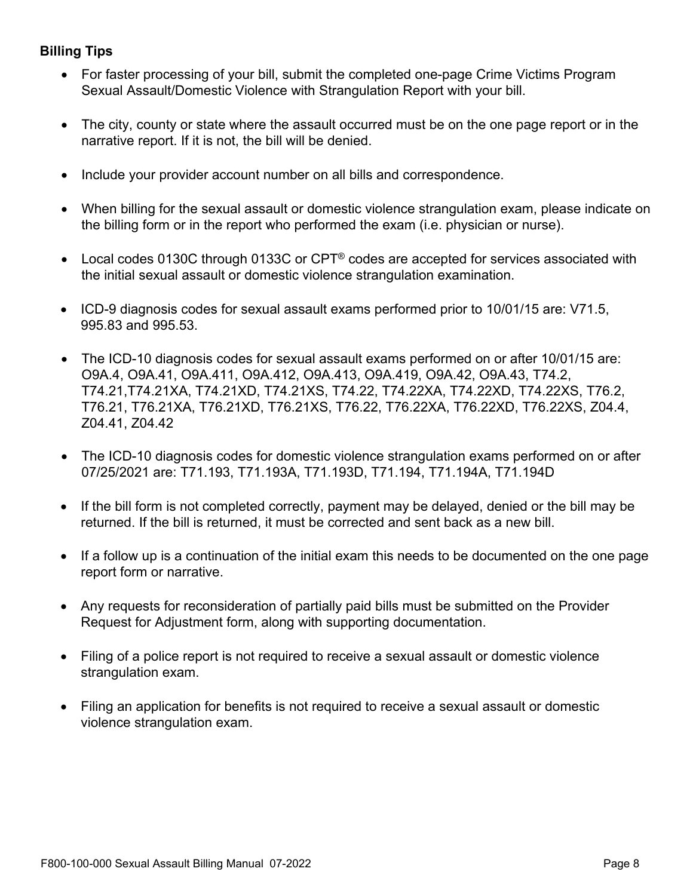**Billing Tips**

- For faster processing of your bill, submit the completed one-page Crime Victims Program Sexual Assault/Domestic Violence with Strangulation Report with your bill.

- The city, county or state where the assault occurred must be on the one page report or in the narrative report. If it is not, the bill will be denied.

- Include your provider account number on all bills and correspondence.

- When billing for the sexual assault or domestic violence strangulation exam, please indicate on the billing form or in the report who performed the exam (i.e. physician or nurse).

- Local codes 0130C through 0133C or CPT® codes are accepted for services associated with the initial sexual assault or domestic violence strangulation examination.

- ICD-9 diagnosis codes for sexual assault exams performed prior to 10/01/15 are: V71.5, 995.83 and 995.53.

- The ICD-10 diagnosis codes for sexual assault exams performed on or after 10/01/15 are: O9A.4, O9A.41, O9A.411, O9A.412, O9A.413, O9A.419, O9A.42, O9A.43, T74.2, T74.21,T74.21XA, T74.21XD, T74.21XS, T74.22, T74.22XA, T74.22XD, T74.22XS, T76.2, T76.21, T76.21XA, T76.21XD, T76.21XS, T76.22, T76.22XA, T76.22XD, T76.22XS, Z04.4, Z04.41, Z04.42

- The ICD-10 diagnosis codes for domestic violence strangulation exams performed on or after 07/25/2021 are: T71.193, T71.193A, T71.193D, T71.194, T71.194A, T71.194D

- If the bill form is not completed correctly, payment may be delayed, denied or the bill may be returned. If the bill is returned, it must be corrected and sent back as a new bill.

- If a follow up is a continuation of the initial exam this needs to be documented on the one page report form or narrative.

- Any requests for reconsideration of partially paid bills must be submitted on the Provider Request for Adjustment form, along with supporting documentation.

- Filing of a police report is not required to receive a sexual assault or domestic violence strangulation exam.

- Filing an application for benefits is not required to receive a sexual assault or domestic violence strangulation exam.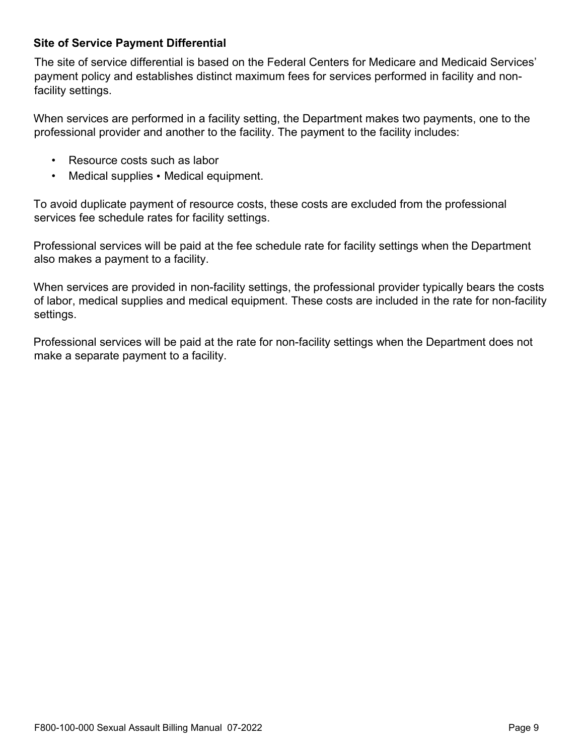### Site of Service Payment Differential

The site of service differential is based on the Federal Centers for Medicare and Medicaid Services' payment policy and establishes distinct maximum fees for services performed in facility and non-facility settings.

When services are performed in a facility setting, the Department makes two payments, one to the professional provider and another to the facility. The payment to the facility includes:

- Resource costs such as labor
- Medical supplies • Medical equipment.

To avoid duplicate payment of resource costs, these costs are excluded from the professional services fee schedule rates for facility settings.

Professional services will be paid at the fee schedule rate for facility settings when the Department also makes a payment to a facility.

When services are provided in non-facility settings, the professional provider typically bears the costs of labor, medical supplies and medical equipment. These costs are included in the rate for non-facility settings.

Professional services will be paid at the rate for non-facility settings when the Department does not make a separate payment to a facility.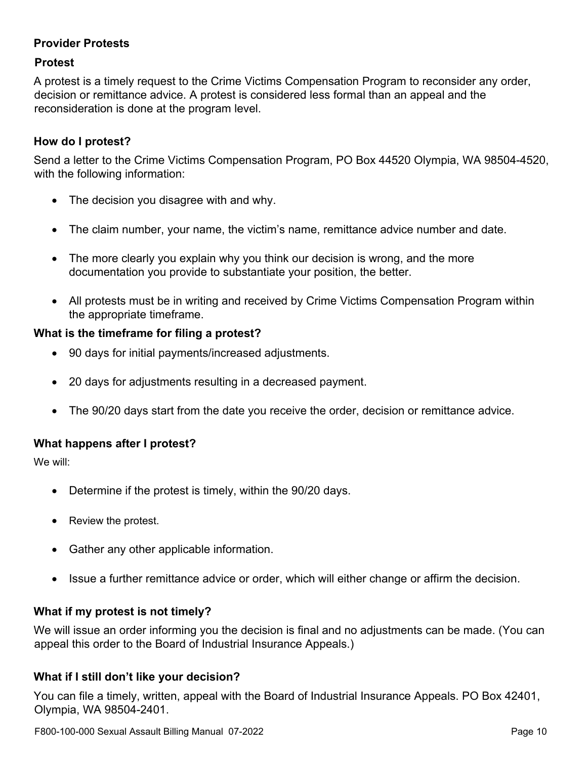## Provider Protests

### Protest

A protest is a timely request to the Crime Victims Compensation Program to reconsider any order, decision or remittance advice. A protest is considered less formal than an appeal and the reconsideration is done at the program level.

### How do I protest?

Send a letter to the Crime Victims Compensation Program, PO Box 44520 Olympia, WA 98504-4520, with the following information:

- The decision you disagree with and why.
- The claim number, your name, the victim's name, remittance advice number and date.
- The more clearly you explain why you think our decision is wrong, and the more documentation you provide to substantiate your position, the better.
- All protests must be in writing and received by Crime Victims Compensation Program within the appropriate timeframe.

### What is the timeframe for filing a protest?

- 90 days for initial payments/increased adjustments.
- 20 days for adjustments resulting in a decreased payment.
- The 90/20 days start from the date you receive the order, decision or remittance advice.

### What happens after I protest?

We will:

- Determine if the protest is timely, within the 90/20 days.
- Review the protest.
- Gather any other applicable information.
- Issue a further remittance advice or order, which will either change or affirm the decision.

### What if my protest is not timely?

We will issue an order informing you the decision is final and no adjustments can be made. (You can appeal this order to the Board of Industrial Insurance Appeals.)

### What if I still don't like your decision?

You can file a timely, written, appeal with the Board of Industrial Insurance Appeals. PO Box 42401, Olympia, WA 98504-2401.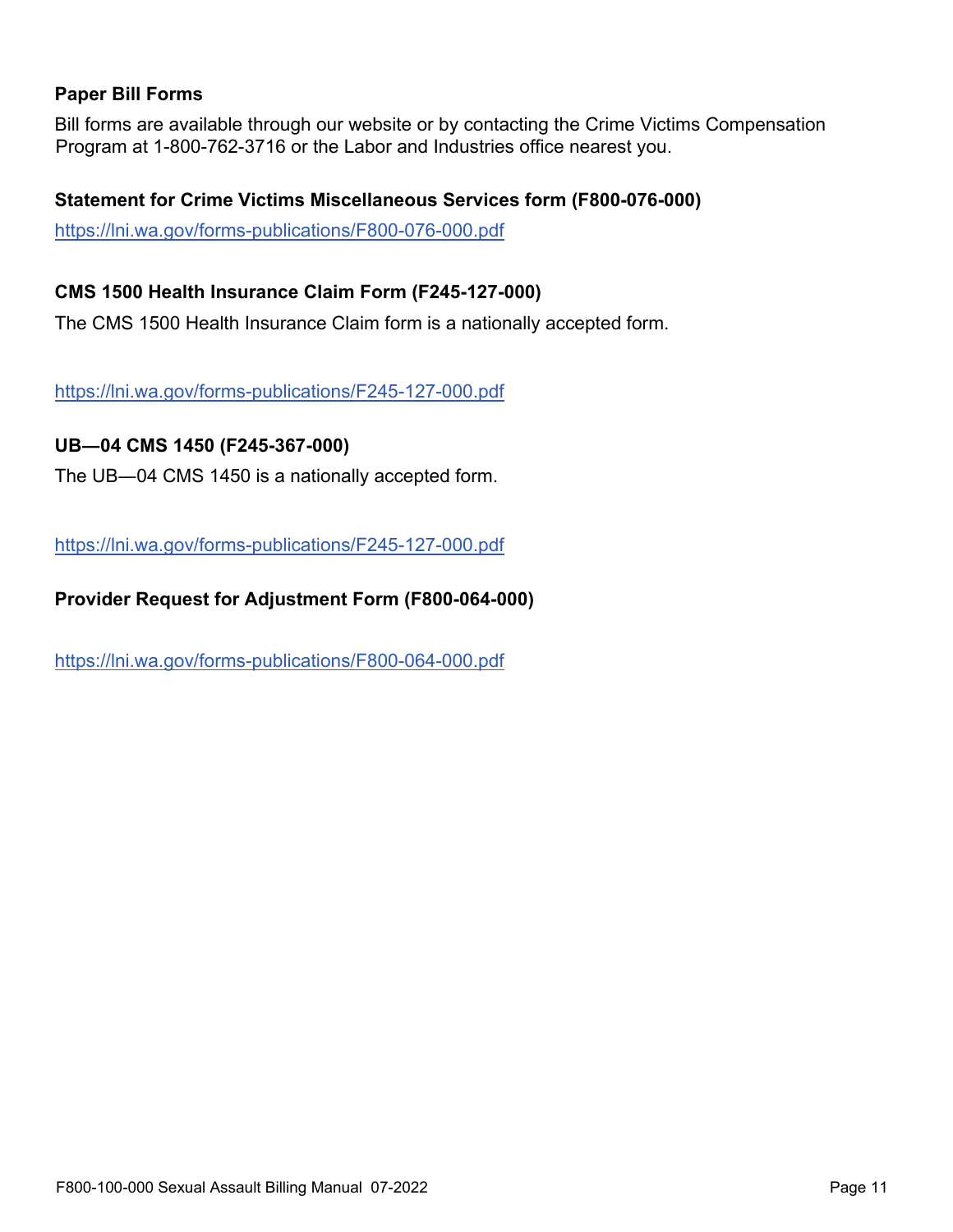### Paper Bill Forms

Bill forms are available through our website or by contacting the Crime Victims Compensation Program at 1-800-762-3716 or the Labor and Industries office nearest you.

**Statement for Crime Victims Miscellaneous Services form (F800-076-000)**

https://lni.wa.gov/forms-publications/F800-076-000.pdf

**CMS 1500 Health Insurance Claim Form (F245-127-000)**

The CMS 1500 Health Insurance Claim form is a nationally accepted form.

https://lni.wa.gov/forms-publications/F245-127-000.pdf

**UB—04 CMS 1450 (F245-367-000)**

The UB—04 CMS 1450 is a nationally accepted form.

https://lni.wa.gov/forms-publications/F245-127-000.pdf

**Provider Request for Adjustment Form (F800-064-000)**

https://lni.wa.gov/forms-publications/F800-064-000.pdf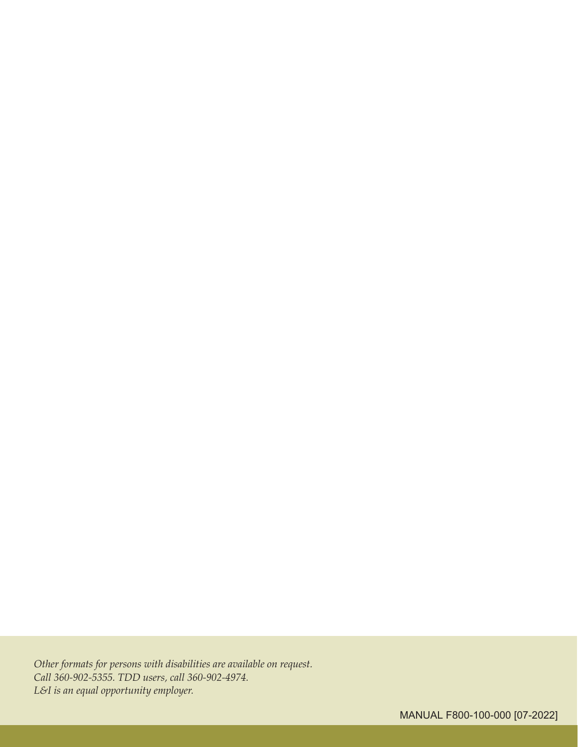*Other formats for persons with disabilities are available on request.*
*Call 360-902-5355. TDD users, call 360-902-4974.*
*L&I is an equal opportunity employer.*

MANUAL F800-100-000 [07-2022]